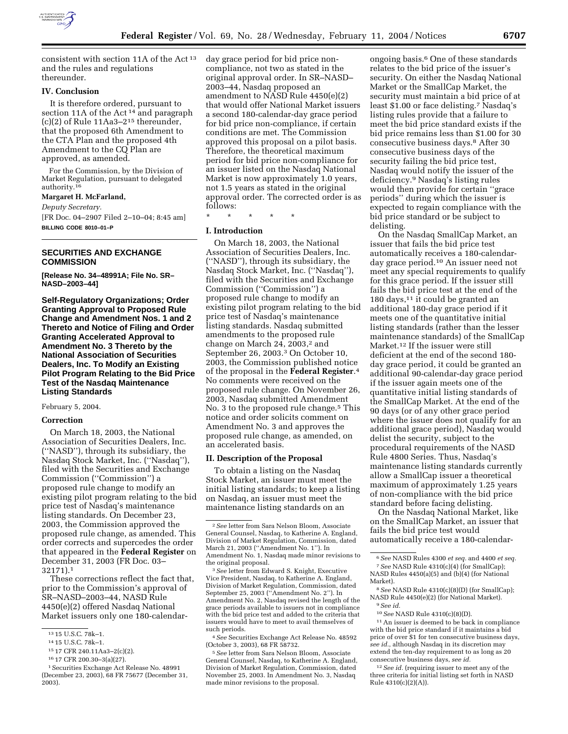consistent with section 11A of the Act [13] and the rules and regulations thereunder.

### IV. Conclusion

It is therefore ordered, pursuant to section 11A of the Act [14] and paragraph (c)(2) of Rule 11Aa3–2 [15] thereunder, that the proposed 6th Amendment to the CTA Plan and the proposed 4th Amendment to the CQ Plan are approved, as amended.

For the Commission, by the Division of Market Regulation, pursuant to delegated authority.[16]

**Margaret H. McFarland,**

*Deputy Secretary.*

[FR Doc. 04–2907 Filed 2–10–04; 8:45 am]

**BILLING CODE 8010–01–P**

[13] 15 U.S.C. 78k–1.

[14] 15 U.S.C. 78k–1.

[15] 17 CFR 240.11Aa3–2(c)(2).

[16] 17 CFR 200.30–3(a)(27).

---

## SECURITIES AND EXCHANGE COMMISSION

**[Release No. 34–48991A; File No. SR–NASD–2003–44]**

## Self-Regulatory Organizations; Order Granting Approval to Proposed Rule Change and Amendment Nos. 1 and 2 Thereto and Notice of Filing and Order Granting Accelerated Approval to Amendment No. 3 Thereto by the National Association of Securities Dealers, Inc. To Modify an Existing Pilot Program Relating to the Bid Price Test of the Nasdaq Maintenance Listing Standards

February 5, 2004.

### Correction

On March 18, 2003, the National Association of Securities Dealers, Inc. (''NASD''), through its subsidiary, the Nasdaq Stock Market, Inc. (''Nasdaq''), filed with the Securities and Exchange Commission (''Commission'') a proposed rule change to modify an existing pilot program relating to the bid price test of Nasdaq's maintenance listing standards. On December 23, 2003, the Commission approved the proposed rule change, as amended. This order corrects and supercedes the order that appeared in the **Federal Register** on December 31, 2003 (FR Doc. 03–32171).[1]

These corrections reflect the fact that, prior to the Commission's approval of SR–NASD–2003–44, NASD Rule 4450(e)(2) offered Nasdaq National Market issuers only one 180-calendar-day grace period for bid price non-compliance, not two as stated in the original approval order. In SR–NASD–2003–44, Nasdaq proposed an amendment to NASD Rule 4450(e)(2) that would offer National Market issuers a second 180-calendar-day grace period for bid price non-compliance, if certain conditions are met. The Commission approved this proposal on a pilot basis. Therefore, the theoretical maximum period for bid price non-compliance for an issuer listed on the Nasdaq National Market is now approximately 1.0 years, not 1.5 years as stated in the original approval order. The corrected order is as follows:

\* \* \* \* \*

### I. Introduction

On March 18, 2003, the National Association of Securities Dealers, Inc. (''NASD''), through its subsidiary, the Nasdaq Stock Market, Inc. (''Nasdaq''), filed with the Securities and Exchange Commission (''Commission'') a proposed rule change to modify an existing pilot program relating to the bid price test of Nasdaq's maintenance listing standards. Nasdaq submitted amendments to the proposed rule change on March 24, 2003,[2] and September 26, 2003.[3] On October 10, 2003, the Commission published notice of the proposal in the **Federal Register**.[4] No comments were received on the proposed rule change. On November 26, 2003, Nasdaq submitted Amendment No. 3 to the proposed rule change.[5] This notice and order solicits comment on Amendment No. 3 and approves the proposed rule change, as amended, on an accelerated basis.

### II. Description of the Proposal

To obtain a listing on the Nasdaq Stock Market, an issuer must meet the initial listing standards; to keep a listing on Nasdaq, an issuer must meet the maintenance listing standards on an ongoing basis.[6] One of these standards relates to the bid price of the issuer's security. On either the Nasdaq National Market or the SmallCap Market, the security must maintain a bid price of at least $1.00 or face delisting.[7] Nasdaq's listing rules provide that a failure to meet the bid price standard exists if the bid price remains less than $1.00 for 30 consecutive business days.[8] After 30 consecutive business days of the security failing the bid price test, Nasdaq would notify the issuer of the deficiency.[9] Nasdaq's listing rules would then provide for certain ''grace periods'' during which the issuer is expected to regain compliance with the bid price standard or be subject to delisting.

On the Nasdaq SmallCap Market, an issuer that fails the bid price test automatically receives a 180-calendar-day grace period.[10] An issuer need not meet any special requirements to qualify for this grace period. If the issuer still fails the bid price test at the end of the 180 days,[11] it could be granted an additional 180-day grace period if it meets one of the quantitative initial listing standards (rather than the lesser maintenance standards) of the SmallCap Market.[12] If the issuer were still deficient at the end of the second 180-day grace period, it could be granted an additional 90-calendar-day grace period if the issuer again meets one of the quantitative initial listing standards of the SmallCap Market. At the end of the 90 days (or of any other grace period where the issuer does not qualify for an additional grace period), Nasdaq would delist the security, subject to the procedural requirements of the NASD Rule 4800 Series. Thus, Nasdaq's maintenance listing standards currently allow a SmallCap issuer a theoretical maximum of approximately 1.25 years of non-compliance with the bid price standard before facing delisting.

On the Nasdaq National Market, like on the SmallCap Market, an issuer that fails the bid price test would automatically receive a 180-calendar-

[1] Securities Exchange Act Release No. 48991 (December 23, 2003), 68 FR 75677 (December 31, 2003).

[2] *See* letter from Sara Nelson Bloom, Associate General Counsel, Nasdaq, to Katherine A. England, Division of Market Regulation, Commission, dated March 21, 2003 (''Amendment No. 1''). In Amendment No. 1, Nasdaq made minor revisions to the original proposal.

[3] *See* letter from Edward S. Knight, Executive Vice President, Nasdaq, to Katherine A. England, Division of Market Regulation, Commission, dated September 25, 2003 (''Amendment No. 2''). In Amendment No. 2, Nasdaq revised the length of the grace periods available to issuers not in compliance with the bid price test and added to the criteria that issuers would have to meet to avail themselves of such periods.

[4] *See* Securities Exchange Act Release No. 48592 (October 3, 2003), 68 FR 58732.

[5] *See* letter from Sara Nelson Bloom, Associate General Counsel, Nasdaq, to Katherine A. England, Division of Market Regulation, Commission, dated November 25, 2003. In Amendment No. 3, Nasdaq made minor revisions to the proposal.

[6] *See* NASD Rules 4300 *et seq.* and 4400 *et seq.*

[7] *See* NASD Rule 4310(c)(4) (for SmallCap); NASD Rules 4450(a)(5) and (b)(4) (for National Market).

[8] *See* NASD Rule 4310(c)(8)(D) (for SmallCap); NASD Rule 4450(e)(2) (for National Market).

[9] *See id.*

[10] *See* NASD Rule 4310(c)(8)(D).

[11] An issuer is deemed to be back in compliance with the bid price standard if it maintains a bid price of over $1 for ten consecutive business days, *see id.*, although Nasdaq in its discretion may extend the ten-day requirement to as long as 20 consecutive business days, *see id.*

[12] *See id.* (requiring issuer to meet any of the three criteria for initial listing set forth in NASD Rule 4310(c)(2)(A)).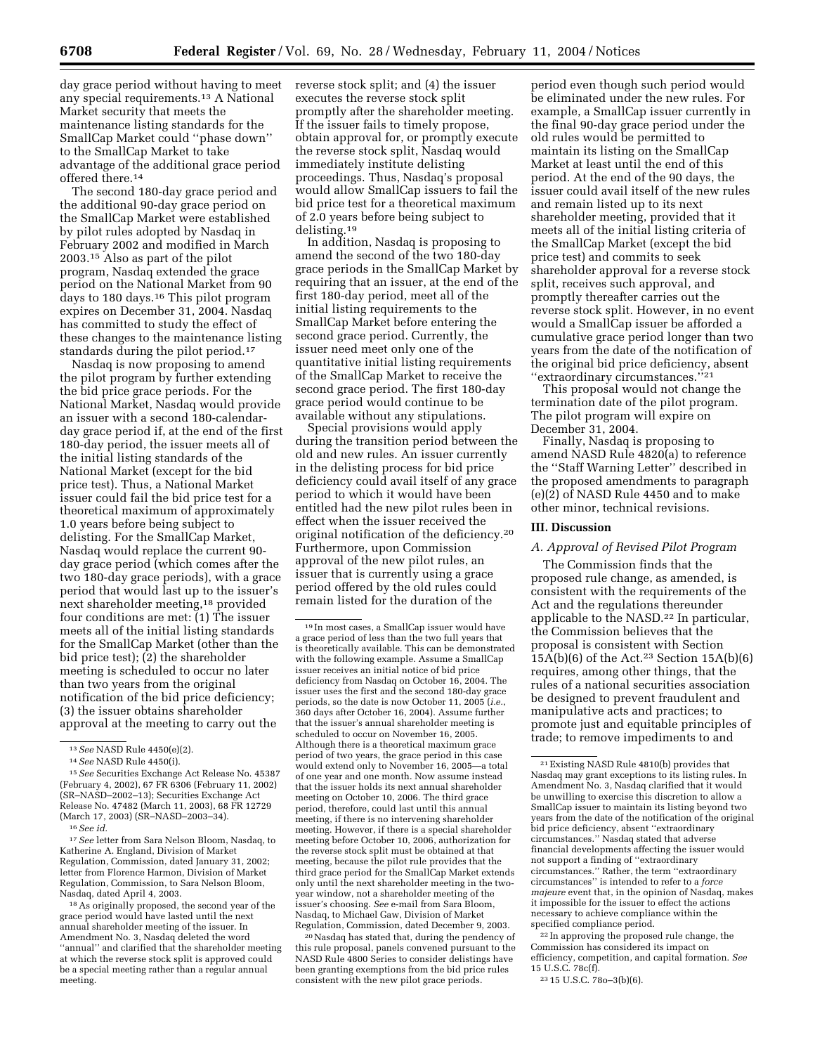day grace period without having to meet any special requirements.[13] A National Market security that meets the maintenance listing standards for the SmallCap Market could "phase down" to the SmallCap Market to take advantage of the additional grace period offered there.[14]

The second 180-day grace period and the additional 90-day grace period on the SmallCap Market were established by pilot rules adopted by Nasdaq in February 2002 and modified in March 2003.[15] Also as part of the pilot program, Nasdaq extended the grace period on the National Market from 90 days to 180 days.[16] This pilot program expires on December 31, 2004. Nasdaq has committed to study the effect of these changes to the maintenance listing standards during the pilot period.[17]

Nasdaq is now proposing to amend the pilot program by further extending the bid price grace periods. For the National Market, Nasdaq would provide an issuer with a second 180-calendar-day grace period if, at the end of the first 180-day period, the issuer meets all of the initial listing standards of the National Market (except for the bid price test). Thus, a National Market issuer could fail the bid price test for a theoretical maximum of approximately 1.0 years before being subject to delisting. For the SmallCap Market, Nasdaq would replace the current 90-day grace period (which comes after the two 180-day grace periods), with a grace period that would last up to the issuer's next shareholder meeting,[18] provided four conditions are met: (1) The issuer meets all of the initial listing standards for the SmallCap Market (other than the bid price test); (2) the shareholder meeting is scheduled to occur no later than two years from the original notification of the bid price deficiency; (3) the issuer obtains shareholder approval at the meeting to carry out the reverse stock split; and (4) the issuer executes the reverse stock split promptly after the shareholder meeting. If the issuer fails to timely propose, obtain approval for, or promptly execute the reverse stock split, Nasdaq would immediately institute delisting proceedings. Thus, Nasdaq's proposal would allow SmallCap issuers to fail the bid price test for a theoretical maximum of 2.0 years before being subject to delisting.[19]

In addition, Nasdaq is proposing to amend the second of the two 180-day grace periods in the SmallCap Market by requiring that an issuer, at the end of the first 180-day period, meet all of the initial listing requirements to the SmallCap Market before entering the second grace period. Currently, the issuer need meet only one of the quantitative initial listing requirements of the SmallCap Market to receive the second grace period. The first 180-day grace period would continue to be available without any stipulations.

Special provisions would apply during the transition period between the old and new rules. An issuer currently in the delisting process for bid price deficiency could avail itself of any grace period to which it would have been entitled had the new pilot rules been in effect when the issuer received the original notification of the deficiency.[20] Furthermore, upon Commission approval of the new pilot rules, an issuer that is currently using a grace period offered by the old rules could remain listed for the duration of the period even though such period would be eliminated under the new rules. For example, a SmallCap issuer currently in the final 90-day grace period under the old rules would be permitted to maintain its listing on the SmallCap Market at least until the end of this period. At the end of the 90 days, the issuer could avail itself of the new rules and remain listed up to its next shareholder meeting, provided that it meets all of the initial listing criteria of the SmallCap Market (except the bid price test) and commits to seek shareholder approval for a reverse stock split, receives such approval, and promptly thereafter carries out the reverse stock split. However, in no event would a SmallCap issuer be afforded a cumulative grace period longer than two years from the date of the notification of the original bid price deficiency, absent "extraordinary circumstances."[21]

This proposal would not change the termination date of the pilot program. The pilot program will expire on December 31, 2004.

Finally, Nasdaq is proposing to amend NASD Rule 4820(a) to reference the "Staff Warning Letter" described in the proposed amendments to paragraph (e)(2) of NASD Rule 4450 and to make other minor, technical revisions.

## III. Discussion

### A. Approval of Revised Pilot Program

The Commission finds that the proposed rule change, as amended, is consistent with the requirements of the Act and the regulations thereunder applicable to the NASD.[22] In particular, the Commission believes that the proposal is consistent with Section 15A(b)(6) of the Act.[23] Section 15A(b)(6) requires, among other things, that the rules of a national securities association be designed to prevent fraudulent and manipulative acts and practices; to promote just and equitable principles of trade; to remove impediments to and

---

[13] *See* NASD Rule 4450(e)(2).

[14] *See* NASD Rule 4450(i).

[15] *See* Securities Exchange Act Release No. 45387 (February 4, 2002), 67 FR 6306 (February 11, 2002) (SR–NASD–2002–13); Securities Exchange Act Release No. 47482 (March 11, 2003), 68 FR 12729 (March 17, 2003) (SR–NASD–2003–34).

[16] *See id.*

[17] *See* letter from Sara Nelson Bloom, Nasdaq, to Katherine A. England, Division of Market Regulation, Commission, dated January 31, 2002; letter from Florence Harmon, Division of Market Regulation, Commission, to Sara Nelson Bloom, Nasdaq, dated April 4, 2003.

[18] As originally proposed, the second year of the grace period would have lasted until the next annual shareholder meeting of the issuer. In Amendment No. 3, Nasdaq deleted the word "annual" and clarified that the shareholder meeting at which the reverse stock split is approved could be a special meeting rather than a regular annual meeting.

[19] In most cases, a SmallCap issuer would have a grace period of less than the two full years that is theoretically available. This can be demonstrated with the following example. Assume a SmallCap issuer receives an initial notice of bid price deficiency from Nasdaq on October 16, 2004. The issuer uses the first and the second 180-day grace periods, so the date is now October 11, 2005 (*i.e.*, 360 days after October 16, 2004). Assume further that the issuer's annual shareholder meeting is scheduled to occur on November 16, 2005. Although there is a theoretical maximum grace period of two years, the grace period in this case would extend only to November 16, 2005—a total of one year and one month. Now assume instead that the issuer holds its next annual shareholder meeting on October 10, 2006. The third grace period, therefore, could last until this annual meeting, if there is no intervening shareholder meeting. However, if there is a special shareholder meeting before October 10, 2006, authorization for the reverse stock split must be obtained at that meeting, because the pilot rule provides that the third grace period for the SmallCap Market extends only until the next shareholder meeting in the two-year window, not a shareholder meeting of the issuer's choosing. *See* e-mail from Sara Bloom, Nasdaq, to Michael Gaw, Division of Market Regulation, Commission, dated December 9, 2003.

[20] Nasdaq has stated that, during the pendency of this rule proposal, panels convened pursuant to the NASD Rule 4800 Series to consider delistings have been granting exemptions from the bid price rules consistent with the new pilot grace periods.

[21] Existing NASD Rule 4810(b) provides that Nasdaq may grant exceptions to its listing rules. In Amendment No. 3, Nasdaq clarified that it would be unwilling to exercise this discretion to allow a SmallCap issuer to maintain its listing beyond two years from the date of the notification of the original bid price deficiency, absent "extraordinary circumstances." Nasdaq stated that adverse financial developments affecting the issuer would not support a finding of "extraordinary circumstances." Rather, the term "extraordinary circumstances" is intended to refer to a *force majeure* event that, in the opinion of Nasdaq, makes it impossible for the issuer to effect the actions necessary to achieve compliance within the specified compliance period.

[22] In approving the proposed rule change, the Commission has considered its impact on efficiency, competition, and capital formation. *See* 15 U.S.C. 78c(f).

[23] 15 U.S.C. 78o–3(b)(6).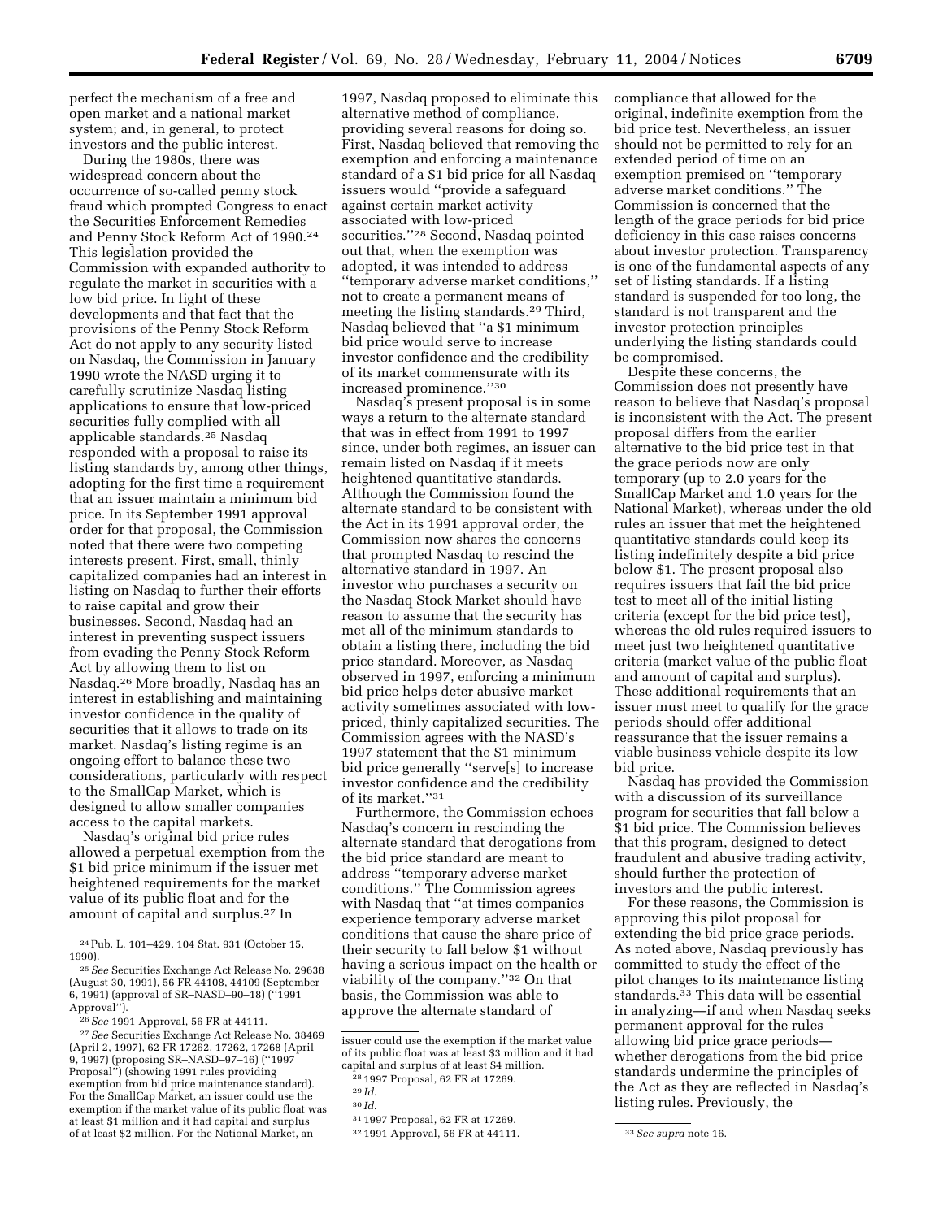perfect the mechanism of a free and open market and a national market system; and, in general, to protect investors and the public interest.

During the 1980s, there was widespread concern about the occurrence of so-called penny stock fraud which prompted Congress to enact the Securities Enforcement Remedies and Penny Stock Reform Act of 1990.[24] This legislation provided the Commission with expanded authority to regulate the market in securities with a low bid price. In light of these developments and that fact that the provisions of the Penny Stock Reform Act do not apply to any security listed on Nasdaq, the Commission in January 1990 wrote the NASD urging it to carefully scrutinize Nasdaq listing applications to ensure that low-priced securities fully complied with all applicable standards.[25] Nasdaq responded with a proposal to raise its listing standards by, among other things, adopting for the first time a requirement that an issuer maintain a minimum bid price. In its September 1991 approval order for that proposal, the Commission noted that there were two competing interests present. First, small, thinly capitalized companies had an interest in listing on Nasdaq to further their efforts to raise capital and grow their businesses. Second, Nasdaq had an interest in preventing suspect issuers from evading the Penny Stock Reform Act by allowing them to list on Nasdaq.[26] More broadly, Nasdaq has an interest in establishing and maintaining investor confidence in the quality of securities that it allows to trade on its market. Nasdaq's listing regime is an ongoing effort to balance these two considerations, particularly with respect to the SmallCap Market, which is designed to allow smaller companies access to the capital markets.

Nasdaq's original bid price rules allowed a perpetual exemption from the $1 bid price minimum if the issuer met heightened requirements for the market value of its public float and for the amount of capital and surplus.[27] In 1997, Nasdaq proposed to eliminate this alternative method of compliance, providing several reasons for doing so. First, Nasdaq believed that removing the exemption and enforcing a maintenance standard of a $1 bid price for all Nasdaq issuers would "provide a safeguard against certain market activity associated with low-priced securities."[28] Second, Nasdaq pointed out that, when the exemption was adopted, it was intended to address "temporary adverse market conditions," not to create a permanent means of meeting the listing standards.[29] Third, Nasdaq believed that "a $1 minimum bid price would serve to increase investor confidence and the credibility of its market commensurate with its increased prominence."[30]

Nasdaq's present proposal is in some ways a return to the alternate standard that was in effect from 1991 to 1997 since, under both regimes, an issuer can remain listed on Nasdaq if it meets heightened quantitative standards. Although the Commission found the alternate standard to be consistent with the Act in its 1991 approval order, the Commission now shares the concerns that prompted Nasdaq to rescind the alternative standard in 1997. An investor who purchases a security on the Nasdaq Stock Market should have reason to assume that the security has met all of the minimum standards to obtain a listing there, including the bid price standard. Moreover, as Nasdaq observed in 1997, enforcing a minimum bid price helps deter abusive market activity sometimes associated with low-priced, thinly capitalized securities. The Commission agrees with the NASD's 1997 statement that the $1 minimum bid price generally "serve[s] to increase investor confidence and the credibility of its market."[31]

Furthermore, the Commission echoes Nasdaq's concern in rescinding the alternate standard that derogations from the bid price standard are meant to address "temporary adverse market conditions." The Commission agrees with Nasdaq that "at times companies experience temporary adverse market conditions that cause the share price of their security to fall below $1 without having a serious impact on the health or viability of the company."[32] On that basis, the Commission was able to approve the alternate standard of compliance that allowed for the original, indefinite exemption from the bid price test. Nevertheless, an issuer should not be permitted to rely for an extended period of time on an exemption premised on "temporary adverse market conditions." The Commission is concerned that the length of the grace periods for bid price deficiency in this case raises concerns about investor protection. Transparency is one of the fundamental aspects of any set of listing standards. If a listing standard is suspended for too long, the standard is not transparent and the investor protection principles underlying the listing standards could be compromised.

Despite these concerns, the Commission does not presently have reason to believe that Nasdaq's proposal is inconsistent with the Act. The present proposal differs from the earlier alternative to the bid price test in that the grace periods now are only temporary (up to 2.0 years for the SmallCap Market and 1.0 years for the National Market), whereas under the old rules an issuer that met the heightened quantitative standards could keep its listing indefinitely despite a bid price below $1. The present proposal also requires issuers that fail the bid price test to meet all of the initial listing criteria (except for the bid price test), whereas the old rules required issuers to meet just two heightened quantitative criteria (market value of the public float and amount of capital and surplus). These additional requirements that an issuer must meet to qualify for the grace periods should offer additional reassurance that the issuer remains a viable business vehicle despite its low bid price.

Nasdaq has provided the Commission with a discussion of its surveillance program for securities that fall below a $1 bid price. The Commission believes that this program, designed to detect fraudulent and abusive trading activity, should further the protection of investors and the public interest.

For these reasons, the Commission is approving this pilot proposal for extending the bid price grace periods. As noted above, Nasdaq previously has committed to study the effect of the pilot changes to its maintenance listing standards.[33] This data will be essential in analyzing—if and when Nasdaq seeks permanent approval for the rules allowing bid price grace periods—whether derogations from the bid price standards undermine the principles of the Act as they are reflected in Nasdaq's listing rules. Previously, the

---

[24] Pub. L. 101–429, 104 Stat. 931 (October 15, 1990).

[25] *See* Securities Exchange Act Release No. 29638 (August 30, 1991), 56 FR 44108, 44109 (September 6, 1991) (approval of SR–NASD–90–18) ("1991 Approval").

[26] *See* 1991 Approval, 56 FR at 44111.

[27] *See* Securities Exchange Act Release No. 38469 (April 2, 1997), 62 FR 17262, 17262, 17268 (April 9, 1997) (proposing SR–NASD–97–16) ("1997 Proposal") (showing 1991 rules providing exemption from bid price maintenance standard). For the SmallCap Market, an issuer could use the exemption if the market value of its public float was at least $1 million and it had capital and surplus of at least $2 million. For the National Market, an issuer could use the exemption if the market value of its public float was at least $3 million and it had capital and surplus of at least $4 million.

[28] 1997 Proposal, 62 FR at 17269.

[29] *Id.*

[30] *Id.*

[31] 1997 Proposal, 62 FR at 17269.

[32] 1991 Approval, 56 FR at 44111.

[33] *See supra* note 16.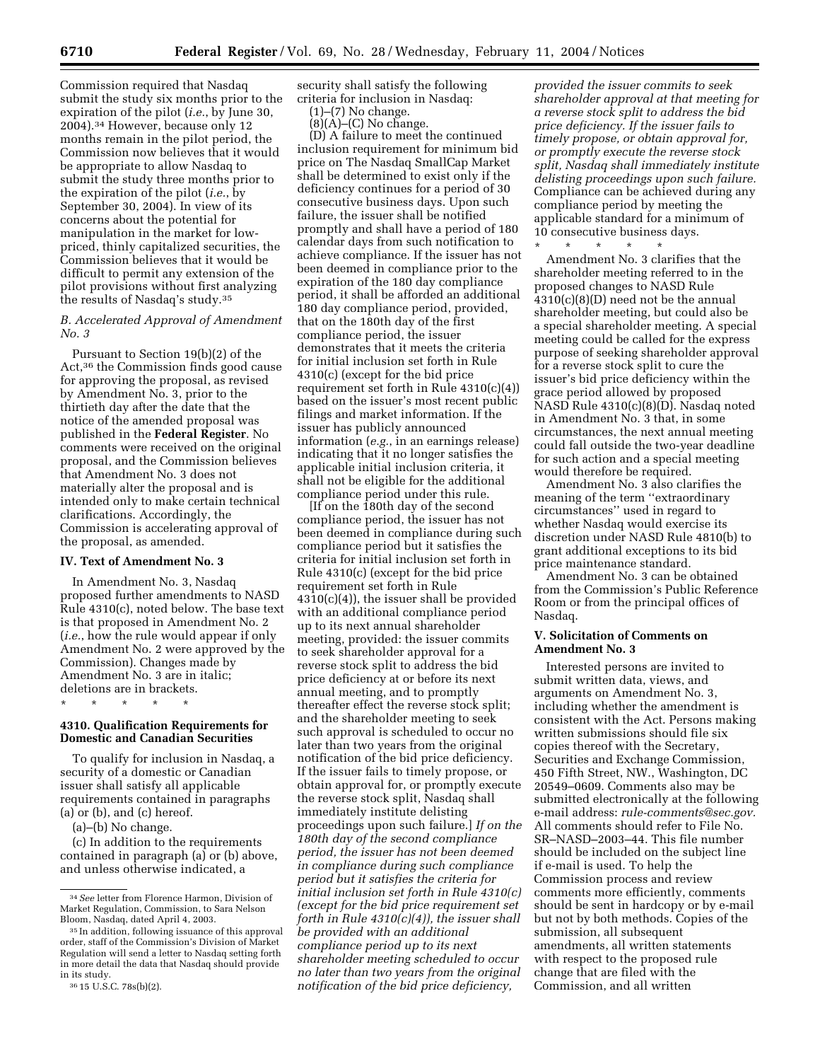Commission required that Nasdaq submit the study six months prior to the expiration of the pilot (*i.e.*, by June 30, 2004).[34] However, because only 12 months remain in the pilot period, the Commission now believes that it would be appropriate to allow Nasdaq to submit the study three months prior to the expiration of the pilot (*i.e.*, by September 30, 2004). In view of its concerns about the potential for manipulation in the market for low-priced, thinly capitalized securities, the Commission believes that it would be difficult to permit any extension of the pilot provisions without first analyzing the results of Nasdaq's study.[35]

### *B. Accelerated Approval of Amendment No. 3*

Pursuant to Section 19(b)(2) of the Act,[36] the Commission finds good cause for approving the proposal, as revised by Amendment No. 3, prior to the thirtieth day after the date that the notice of the amended proposal was published in the **Federal Register**. No comments were received on the original proposal, and the Commission believes that Amendment No. 3 does not materially alter the proposal and is intended only to make certain technical clarifications. Accordingly, the Commission is accelerating approval of the proposal, as amended.

## IV. Text of Amendment No. 3

In Amendment No. 3, Nasdaq proposed further amendments to NASD Rule 4310(c), noted below. The base text is that proposed in Amendment No. 2 (*i.e.*, how the rule would appear if only Amendment No. 2 were approved by the Commission). Changes made by Amendment No. 3 are in italic; deletions are in brackets.

\* \* \* \* \*

### 4310. Qualification Requirements for Domestic and Canadian Securities

To qualify for inclusion in Nasdaq, a security of a domestic or Canadian issuer shall satisfy all applicable requirements contained in paragraphs (a) or (b), and (c) hereof.

(a)–(b) No change.

(c) In addition to the requirements contained in paragraph (a) or (b) above, and unless otherwise indicated, a security shall satisfy the following criteria for inclusion in Nasdaq:

(1)–(7) No change.

(8)(A)–(C) No change.

(D) A failure to meet the continued inclusion requirement for minimum bid price on The Nasdaq SmallCap Market shall be determined to exist only if the deficiency continues for a period of 30 consecutive business days. Upon such failure, the issuer shall be notified promptly and shall have a period of 180 calendar days from such notification to achieve compliance. If the issuer has not been deemed in compliance prior to the expiration of the 180 day compliance period, it shall be afforded an additional 180 day compliance period, provided, that on the 180th day of the first compliance period, the issuer demonstrates that it meets the criteria for initial inclusion set forth in Rule 4310(c) (except for the bid price requirement set forth in Rule 4310(c)(4)) based on the issuer's most recent public filings and market information. If the issuer has publicly announced information (*e.g.*, in an earnings release) indicating that it no longer satisfies the applicable initial inclusion criteria, it shall not be eligible for the additional compliance period under this rule.

[If on the 180th day of the second compliance period, the issuer has not been deemed in compliance during such compliance period but it satisfies the criteria for initial inclusion set forth in Rule 4310(c) (except for the bid price requirement set forth in Rule 4310(c)(4)), the issuer shall be provided with an additional compliance period up to its next annual shareholder meeting, provided: the issuer commits to seek shareholder approval for a reverse stock split to address the bid price deficiency at or before its next annual meeting, and to promptly thereafter effect the reverse stock split; and the shareholder meeting to seek such approval is scheduled to occur no later than two years from the original notification of the bid price deficiency. If the issuer fails to timely propose, or obtain approval for, or promptly execute the reverse stock split, Nasdaq shall immediately institute delisting proceedings upon such failure.] *If on the 180th day of the second compliance period, the issuer has not been deemed in compliance during such compliance period but it satisfies the criteria for initial inclusion set forth in Rule 4310(c) (except for the bid price requirement set forth in Rule 4310(c)(4)), the issuer shall be provided with an additional compliance period up to its next shareholder meeting scheduled to occur no later than two years from the original notification of the bid price deficiency, provided the issuer commits to seek shareholder approval at that meeting for a reverse stock split to address the bid price deficiency. If the issuer fails to timely propose, or obtain approval for, or promptly execute the reverse stock split, Nasdaq shall immediately institute delisting proceedings upon such failure.* Compliance can be achieved during any compliance period by meeting the applicable standard for a minimum of 10 consecutive business days.

\* \* \* \* \*

Amendment No. 3 clarifies that the shareholder meeting referred to in the proposed changes to NASD Rule 4310(c)(8)(D) need not be the annual shareholder meeting, but could also be a special shareholder meeting. A special meeting could be called for the express purpose of seeking shareholder approval for a reverse stock split to cure the issuer's bid price deficiency within the grace period allowed by proposed NASD Rule 4310(c)(8)(D). Nasdaq noted in Amendment No. 3 that, in some circumstances, the next annual meeting could fall outside the two-year deadline for such action and a special meeting would therefore be required.

Amendment No. 3 also clarifies the meaning of the term "extraordinary circumstances" used in regard to whether Nasdaq would exercise its discretion under NASD Rule 4810(b) to grant additional exceptions to its bid price maintenance standard.

Amendment No. 3 can be obtained from the Commission's Public Reference Room or from the principal offices of Nasdaq.

## V. Solicitation of Comments on Amendment No. 3

Interested persons are invited to submit written data, views, and arguments on Amendment No. 3, including whether the amendment is consistent with the Act. Persons making written submissions should file six copies thereof with the Secretary, Securities and Exchange Commission, 450 Fifth Street, NW., Washington, DC 20549–0609. Comments also may be submitted electronically at the following e-mail address: *rule-comments@sec.gov*. All comments should refer to File No. SR–NASD–2003–44. This file number should be included on the subject line if e-mail is used. To help the Commission process and review comments more efficiently, comments should be sent in hardcopy or by e-mail but not by both methods. Copies of the submission, all subsequent amendments, all written statements with respect to the proposed rule change that are filed with the Commission, and all written

---

[34] *See* letter from Florence Harmon, Division of Market Regulation, Commission, to Sara Nelson Bloom, Nasdaq, dated April 4, 2003.

[35] In addition, following issuance of this approval order, staff of the Commission's Division of Market Regulation will send a letter to Nasdaq setting forth in more detail the data that Nasdaq should provide in its study.

[36] 15 U.S.C. 78s(b)(2).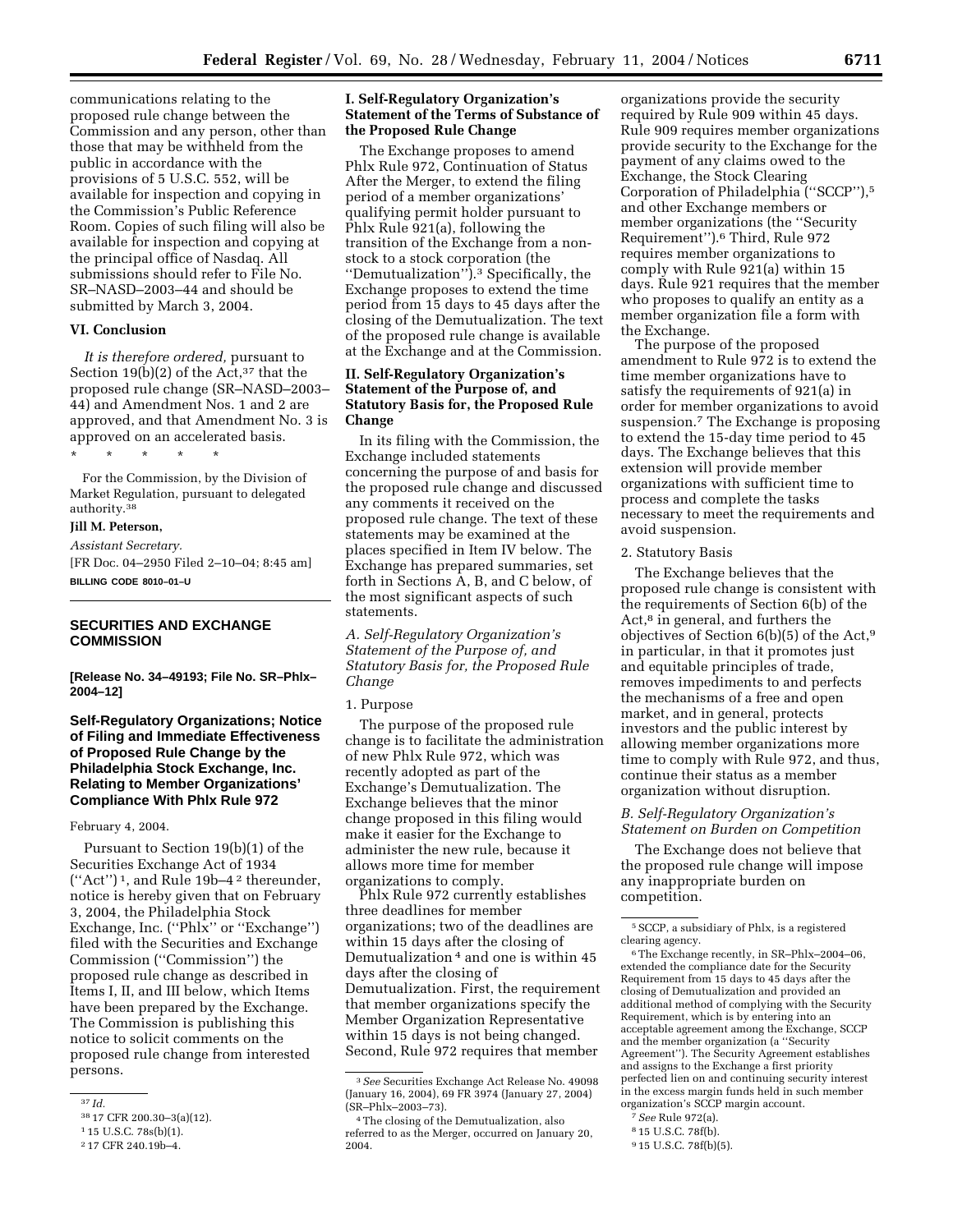communications relating to the proposed rule change between the Commission and any person, other than those that may be withheld from the public in accordance with the provisions of 5 U.S.C. 552, will be available for inspection and copying in the Commission's Public Reference Room. Copies of such filing will also be available for inspection and copying at the principal office of Nasdaq. All submissions should refer to File No. SR–NASD–2003–44 and should be submitted by March 3, 2004.

### VI. Conclusion

*It is therefore ordered,* pursuant to Section 19(b)(2) of the Act,[37] that the proposed rule change (SR–NASD–2003–44) and Amendment Nos. 1 and 2 are approved, and that Amendment No. 3 is approved on an accelerated basis.

\* \* \* \* \*

For the Commission, by the Division of Market Regulation, pursuant to delegated authority.[38]

**Jill M. Peterson,**

*Assistant Secretary.*

[FR Doc. 04–2950 Filed 2–10–04; 8:45 am]

**BILLING CODE 8010–01–U**

[37] *Id.*

[38] 17 CFR 200.30–3(a)(12).

## SECURITIES AND EXCHANGE COMMISSION

**[Release No. 34–49193; File No. SR–Phlx–2004–12]**

## Self-Regulatory Organizations; Notice of Filing and Immediate Effectiveness of Proposed Rule Change by the Philadelphia Stock Exchange, Inc. Relating to Member Organizations' Compliance With Phlx Rule 972

February 4, 2004.

Pursuant to Section 19(b)(1) of the Securities Exchange Act of 1934 (''Act'')[1], and Rule 19b–4[2] thereunder, notice is hereby given that on February 3, 2004, the Philadelphia Stock Exchange, Inc. (''Phlx'' or ''Exchange'') filed with the Securities and Exchange Commission (''Commission'') the proposed rule change as described in Items I, II, and III below, which Items have been prepared by the Exchange. The Commission is publishing this notice to solicit comments on the proposed rule change from interested persons.

[1] 15 U.S.C. 78s(b)(1).

[2] 17 CFR 240.19b–4.

### I. Self-Regulatory Organization's Statement of the Terms of Substance of the Proposed Rule Change

The Exchange proposes to amend Phlx Rule 972, Continuation of Status After the Merger, to extend the filing period of a member organizations' qualifying permit holder pursuant to Phlx Rule 921(a), following the transition of the Exchange from a non-stock to a stock corporation (the ''Demutualization'').[3] Specifically, the Exchange proposes to extend the time period from 15 days to 45 days after the closing of the Demutualization. The text of the proposed rule change is available at the Exchange and at the Commission.

### II. Self-Regulatory Organization's Statement of the Purpose of, and Statutory Basis for, the Proposed Rule Change

In its filing with the Commission, the Exchange included statements concerning the purpose of and basis for the proposed rule change and discussed any comments it received on the proposed rule change. The text of these statements may be examined at the places specified in Item IV below. The Exchange has prepared summaries, set forth in Sections A, B, and C below, of the most significant aspects of such statements.

*A. Self-Regulatory Organization's Statement of the Purpose of, and Statutory Basis for, the Proposed Rule Change*

1. Purpose

The purpose of the proposed rule change is to facilitate the administration of new Phlx Rule 972, which was recently adopted as part of the Exchange's Demutualization. The Exchange believes that the minor change proposed in this filing would make it easier for the Exchange to administer the new rule, because it allows more time for member organizations to comply.

Phlx Rule 972 currently establishes three deadlines for member organizations; two of the deadlines are within 15 days after the closing of Demutualization[4] and one is within 45 days after the closing of Demutualization. First, the requirement that member organizations specify the Member Organization Representative within 15 days is not being changed. Second, Rule 972 requires that member organizations provide the security required by Rule 909 within 45 days. Rule 909 requires member organizations provide security to the Exchange for the payment of any claims owed to the Exchange, the Stock Clearing Corporation of Philadelphia (''SCCP''),[5] and other Exchange members or member organizations (the ''Security Requirement'').[6] Third, Rule 972 requires member organizations to comply with Rule 921(a) within 15 days. Rule 921 requires that the member who proposes to qualify an entity as a member organization file a form with the Exchange.

The purpose of the proposed amendment to Rule 972 is to extend the time member organizations have to satisfy the requirements of 921(a) in order for member organizations to avoid suspension.[7] The Exchange is proposing to extend the 15-day time period to 45 days. The Exchange believes that this extension will provide member organizations with sufficient time to process and complete the tasks necessary to meet the requirements and avoid suspension.

2. Statutory Basis

The Exchange believes that the proposed rule change is consistent with the requirements of Section 6(b) of the Act,[8] in general, and furthers the objectives of Section 6(b)(5) of the Act,[9] in particular, in that it promotes just and equitable principles of trade, removes impediments to and perfects the mechanisms of a free and open market, and in general, protects investors and the public interest by allowing member organizations more time to comply with Rule 972, and thus, continue their status as a member organization without disruption.

*B. Self-Regulatory Organization's Statement on Burden on Competition*

The Exchange does not believe that the proposed rule change will impose any inappropriate burden on competition.

[3] *See* Securities Exchange Act Release No. 49098 (January 16, 2004), 69 FR 3974 (January 27, 2004) (SR–Phlx–2003–73).

[4] The closing of the Demutualization, also referred to as the Merger, occurred on January 20, 2004.

[5] SCCP, a subsidiary of Phlx, is a registered clearing agency.

[6] The Exchange recently, in SR–Phlx–2004–06, extended the compliance date for the Security Requirement from 15 days to 45 days after the closing of Demutualization and provided an additional method of complying with the Security Requirement, which is by entering into an acceptable agreement among the Exchange, SCCP and the member organization (a ''Security Agreement''). The Security Agreement establishes and assigns to the Exchange a first priority perfected lien on and continuing security interest in the excess margin funds held in such member organization's SCCP margin account.

[7] *See* Rule 972(a).

[8] 15 U.S.C. 78f(b).

[9] 15 U.S.C. 78f(b)(5).